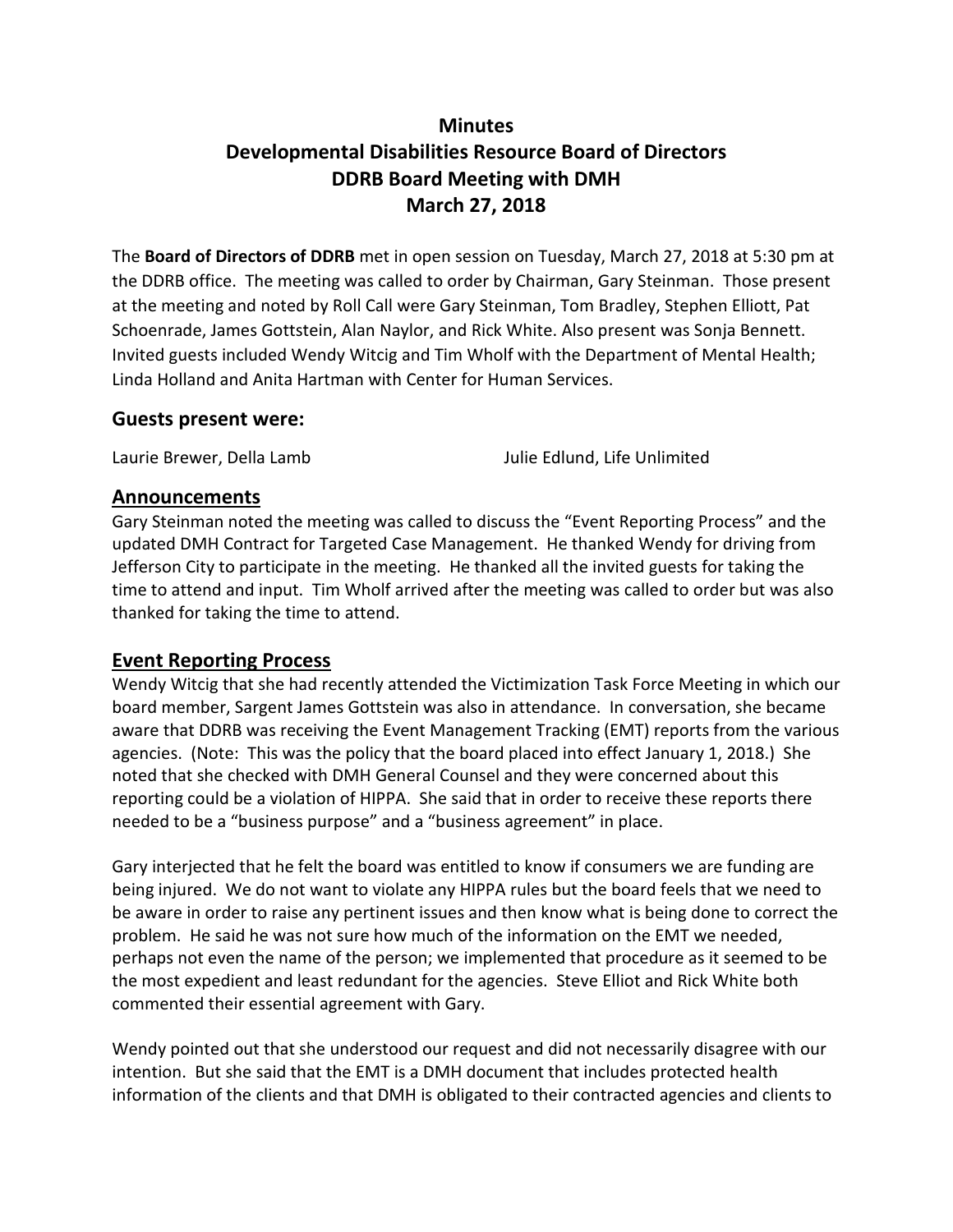# Minutes
# Developmental Disabilities Resource Board of Directors
# DDRB Board Meeting with DMH
# March 27, 2018

The **Board of Directors of DDRB** met in open session on Tuesday, March 27, 2018 at 5:30 pm at the DDRB office. The meeting was called to order by Chairman, Gary Steinman. Those present at the meeting and noted by Roll Call were Gary Steinman, Tom Bradley, Stephen Elliott, Pat Schoenrade, James Gottstein, Alan Naylor, and Rick White. Also present was Sonja Bennett. Invited guests included Wendy Witcig and Tim Wholf with the Department of Mental Health; Linda Holland and Anita Hartman with Center for Human Services.

## Guests present were:

Laurie Brewer, Della Lamb

Julie Edlund, Life Unlimited

## Announcements

Gary Steinman noted the meeting was called to discuss the "Event Reporting Process" and the updated DMH Contract for Targeted Case Management. He thanked Wendy for driving from Jefferson City to participate in the meeting. He thanked all the invited guests for taking the time to attend and input. Tim Wholf arrived after the meeting was called to order but was also thanked for taking the time to attend.

## Event Reporting Process

Wendy Witcig that she had recently attended the Victimization Task Force Meeting in which our board member, Sargent James Gottstein was also in attendance. In conversation, she became aware that DDRB was receiving the Event Management Tracking (EMT) reports from the various agencies. (Note: This was the policy that the board placed into effect January 1, 2018.) She noted that she checked with DMH General Counsel and they were concerned about this reporting could be a violation of HIPPA. She said that in order to receive these reports there needed to be a "business purpose" and a "business agreement" in place.

Gary interjected that he felt the board was entitled to know if consumers we are funding are being injured. We do not want to violate any HIPPA rules but the board feels that we need to be aware in order to raise any pertinent issues and then know what is being done to correct the problem. He said he was not sure how much of the information on the EMT we needed, perhaps not even the name of the person; we implemented that procedure as it seemed to be the most expedient and least redundant for the agencies. Steve Elliot and Rick White both commented their essential agreement with Gary.

Wendy pointed out that she understood our request and did not necessarily disagree with our intention. But she said that the EMT is a DMH document that includes protected health information of the clients and that DMH is obligated to their contracted agencies and clients to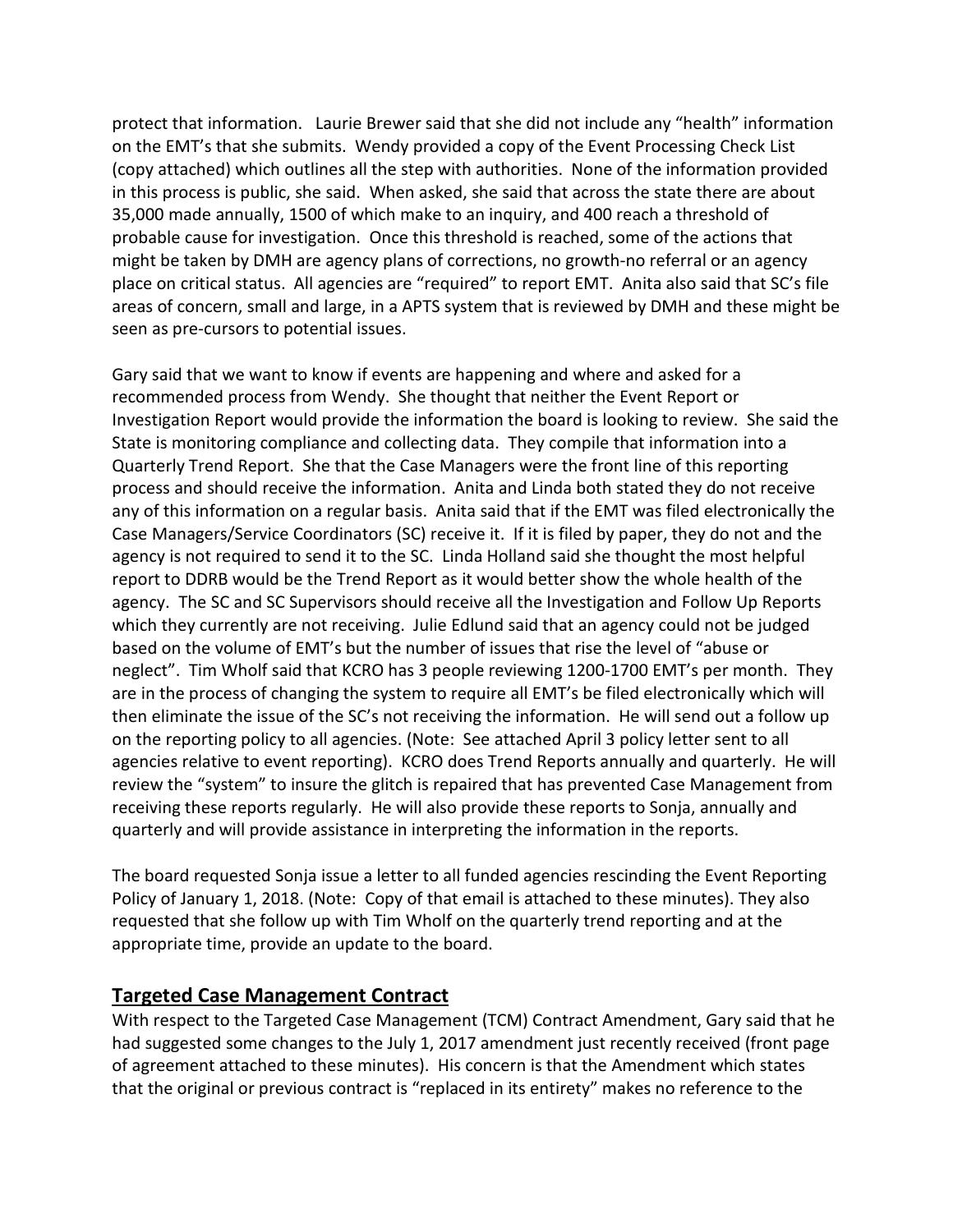protect that information. Laurie Brewer said that she did not include any "health" information on the EMT's that she submits. Wendy provided a copy of the Event Processing Check List (copy attached) which outlines all the step with authorities. None of the information provided in this process is public, she said. When asked, she said that across the state there are about 35,000 made annually, 1500 of which make to an inquiry, and 400 reach a threshold of probable cause for investigation. Once this threshold is reached, some of the actions that might be taken by DMH are agency plans of corrections, no growth-no referral or an agency place on critical status. All agencies are "required" to report EMT. Anita also said that SC's file areas of concern, small and large, in a APTS system that is reviewed by DMH and these might be seen as pre-cursors to potential issues.

Gary said that we want to know if events are happening and where and asked for a recommended process from Wendy. She thought that neither the Event Report or Investigation Report would provide the information the board is looking to review. She said the State is monitoring compliance and collecting data. They compile that information into a Quarterly Trend Report. She that the Case Managers were the front line of this reporting process and should receive the information. Anita and Linda both stated they do not receive any of this information on a regular basis. Anita said that if the EMT was filed electronically the Case Managers/Service Coordinators (SC) receive it. If it is filed by paper, they do not and the agency is not required to send it to the SC. Linda Holland said she thought the most helpful report to DDRB would be the Trend Report as it would better show the whole health of the agency. The SC and SC Supervisors should receive all the Investigation and Follow Up Reports which they currently are not receiving. Julie Edlund said that an agency could not be judged based on the volume of EMT's but the number of issues that rise the level of "abuse or neglect". Tim Wholf said that KCRO has 3 people reviewing 1200-1700 EMT's per month. They are in the process of changing the system to require all EMT's be filed electronically which will then eliminate the issue of the SC's not receiving the information. He will send out a follow up on the reporting policy to all agencies. (Note: See attached April 3 policy letter sent to all agencies relative to event reporting). KCRO does Trend Reports annually and quarterly. He will review the "system" to insure the glitch is repaired that has prevented Case Management from receiving these reports regularly. He will also provide these reports to Sonja, annually and quarterly and will provide assistance in interpreting the information in the reports.

The board requested Sonja issue a letter to all funded agencies rescinding the Event Reporting Policy of January 1, 2018. (Note: Copy of that email is attached to these minutes). They also requested that she follow up with Tim Wholf on the quarterly trend reporting and at the appropriate time, provide an update to the board.

## Targeted Case Management Contract

With respect to the Targeted Case Management (TCM) Contract Amendment, Gary said that he had suggested some changes to the July 1, 2017 amendment just recently received (front page of agreement attached to these minutes). His concern is that the Amendment which states that the original or previous contract is "replaced in its entirety" makes no reference to the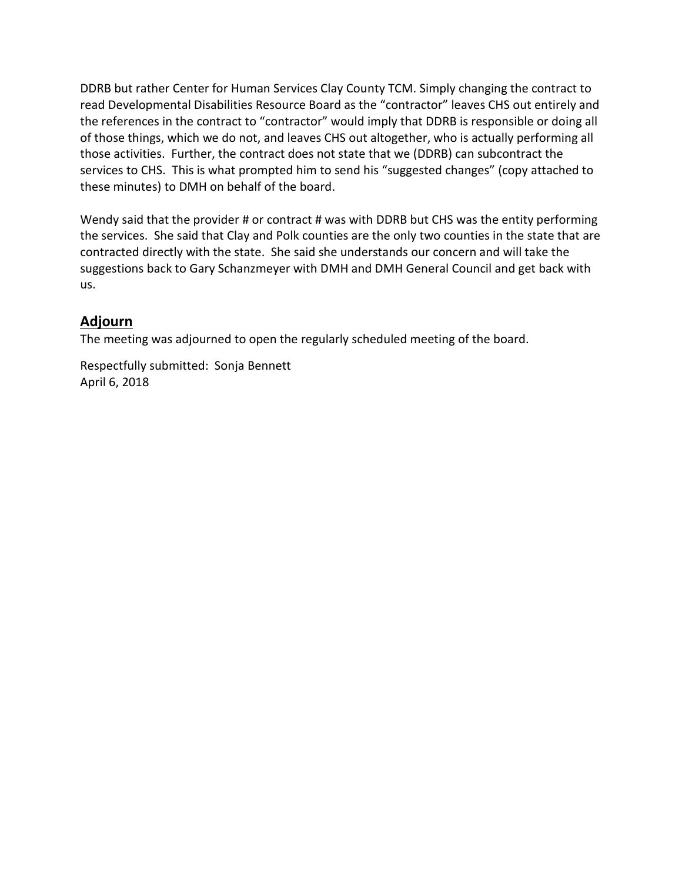DDRB but rather Center for Human Services Clay County TCM. Simply changing the contract to read Developmental Disabilities Resource Board as the "contractor" leaves CHS out entirely and the references in the contract to "contractor" would imply that DDRB is responsible or doing all of those things, which we do not, and leaves CHS out altogether, who is actually performing all those activities. Further, the contract does not state that we (DDRB) can subcontract the services to CHS. This is what prompted him to send his "suggested changes" (copy attached to these minutes) to DMH on behalf of the board.

Wendy said that the provider # or contract # was with DDRB but CHS was the entity performing the services. She said that Clay and Polk counties are the only two counties in the state that are contracted directly with the state. She said she understands our concern and will take the suggestions back to Gary Schanzmeyer with DMH and DMH General Council and get back with us.

## Adjourn

The meeting was adjourned to open the regularly scheduled meeting of the board.

Respectfully submitted: Sonja Bennett
April 6, 2018